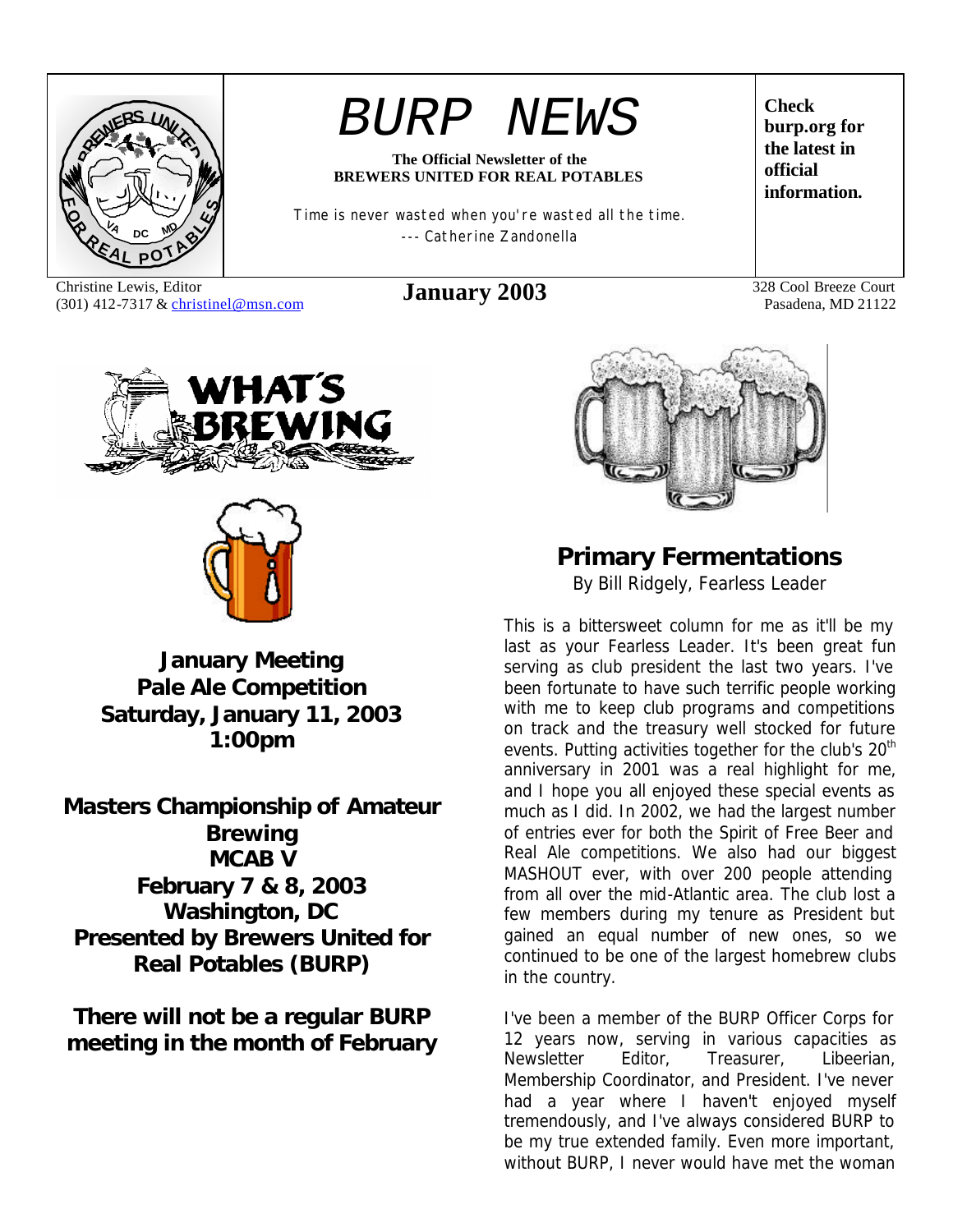# BURP NEWS

**The Official Newsletter of the BREWERS UNITED FOR REAL POTABLES**

*Time is never wasted when you're wasted all the time.*
*--- Catherine Zandonella*

**Check burp.org for the latest in official information.**

Christine Lewis, Editor
(301) 412-7317 & christinel@msn.com

**January 2003**

328 Cool Breeze Court
Pasadena, MD 21122

## What's Brewing

**January Meeting**
**Pale Ale Competition**
**Saturday, January 11, 2003**
**1:00pm**

**Masters Championship of Amateur Brewing**
**MCAB V**
**February 7 & 8, 2003**
**Washington, DC**
**Presented by Brewers United for Real Potables (BURP)**

**There will not be a regular BURP meeting in the month of February**

## Primary Fermentations

By Bill Ridgely, Fearless Leader

This is a bittersweet column for me as it'll be my last as your Fearless Leader. It's been great fun serving as club president the last two years. I've been fortunate to have such terrific people working with me to keep club programs and competitions on track and the treasury well stocked for future events. Putting activities together for the club's 20th anniversary in 2001 was a real highlight for me, and I hope you all enjoyed these special events as much as I did. In 2002, we had the largest number of entries ever for both the Spirit of Free Beer and Real Ale competitions. We also had our biggest MASHOUT ever, with over 200 people attending from all over the mid-Atlantic area. The club lost a few members during my tenure as President but gained an equal number of new ones, so we continued to be one of the largest homebrew clubs in the country.

I've been a member of the BURP Officer Corps for 12 years now, serving in various capacities as Newsletter Editor, Treasurer, Libeerian, Membership Coordinator, and President. I've never had a year where I haven't enjoyed myself tremendously, and I've always considered BURP to be my true extended family. Even more important, without BURP, I never would have met the woman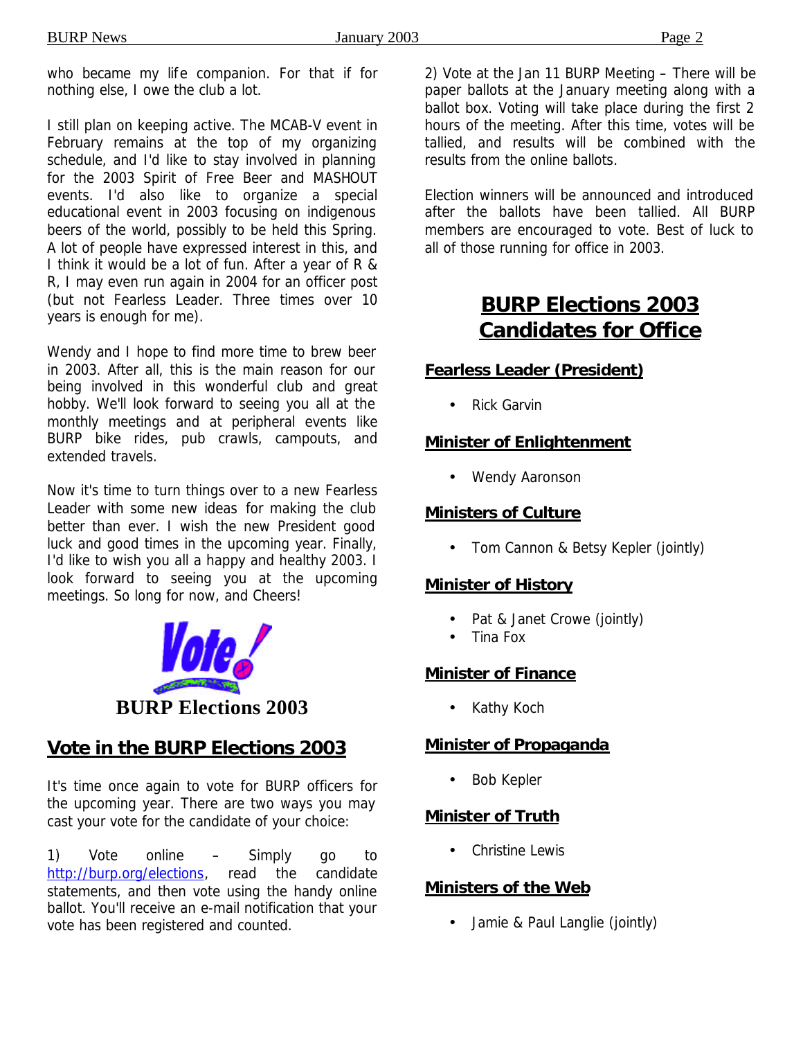who became my life companion. For that if for nothing else, I owe the club a lot.

I still plan on keeping active. The MCAB-V event in February remains at the top of my organizing schedule, and I'd like to stay involved in planning for the 2003 Spirit of Free Beer and MASHOUT events. I'd also like to organize a special educational event in 2003 focusing on indigenous beers of the world, possibly to be held this Spring. A lot of people have expressed interest in this, and I think it would be a lot of fun. After a year of R & R, I may even run again in 2004 for an officer post (but not Fearless Leader. Three times over 10 years is enough for me).

Wendy and I hope to find more time to brew beer in 2003. After all, this is the main reason for our being involved in this wonderful club and great hobby. We'll look forward to seeing you all at the monthly meetings and at peripheral events like BURP bike rides, pub crawls, campouts, and extended travels.

Now it's time to turn things over to a new Fearless Leader with some new ideas for making the club better than ever. I wish the new President good luck and good times in the upcoming year. Finally, I'd like to wish you all a happy and healthy 2003. I look forward to seeing you at the upcoming meetings. So long for now, and Cheers!

Vote!

**BURP Elections 2003**

## Vote in the BURP Elections 2003

It's time once again to vote for BURP officers for the upcoming year. There are two ways you may cast your vote for the candidate of your choice:

1) Vote online – Simply go to http://burp.org/elections, read the candidate statements, and then vote using the handy online ballot. You'll receive an e-mail notification that your vote has been registered and counted.

2) Vote at the Jan 11 BURP Meeting – There will be paper ballots at the January meeting along with a ballot box. Voting will take place during the first 2 hours of the meeting. After this time, votes will be tallied, and results will be combined with the results from the online ballots.

Election winners will be announced and introduced after the ballots have been tallied. All BURP members are encouraged to vote. Best of luck to all of those running for office in 2003.

## BURP Elections 2003 Candidates for Office

### Fearless Leader (President)

- Rick Garvin

### Minister of Enlightenment

- Wendy Aaronson

### Ministers of Culture

- Tom Cannon & Betsy Kepler (jointly)

### Minister of History

- Pat & Janet Crowe (jointly)
- Tina Fox

### Minister of Finance

- Kathy Koch

### Minister of Propaganda

- Bob Kepler

### Minister of Truth

- Christine Lewis

### Ministers of the Web

- Jamie & Paul Langlie (jointly)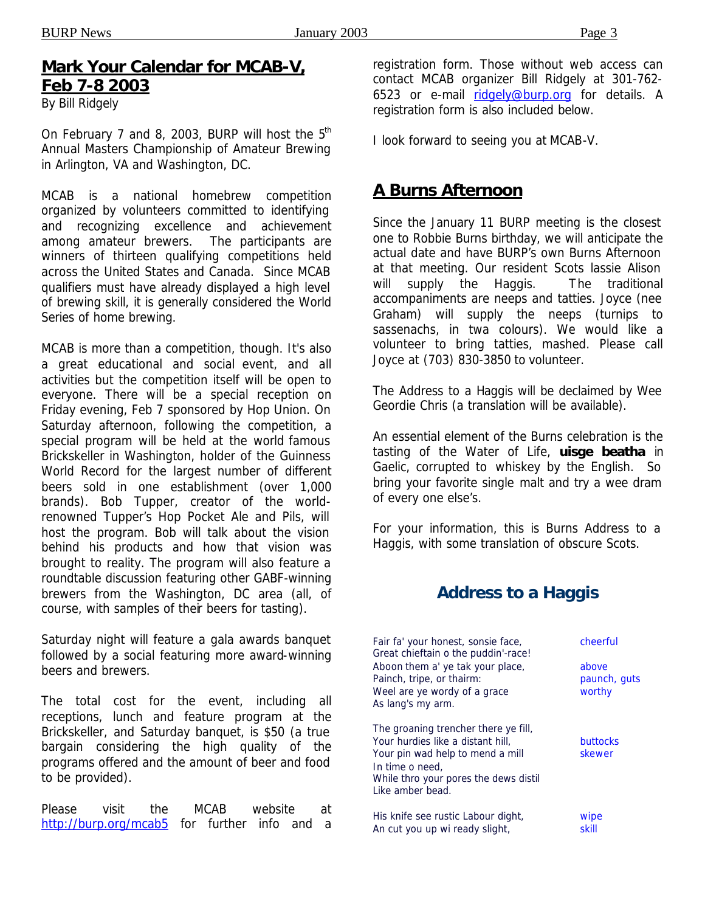## Mark Your Calendar for MCAB-V, Feb 7-8 2003

By Bill Ridgely

On February 7 and 8, 2003, BURP will host the 5th Annual Masters Championship of Amateur Brewing in Arlington, VA and Washington, DC.

MCAB is a national homebrew competition organized by volunteers committed to identifying and recognizing excellence and achievement among amateur brewers. The participants are winners of thirteen qualifying competitions held across the United States and Canada. Since MCAB qualifiers must have already displayed a high level of brewing skill, it is generally considered the World Series of home brewing.

MCAB is more than a competition, though. It's also a great educational and social event, and all activities but the competition itself will be open to everyone. There will be a special reception on Friday evening, Feb 7 sponsored by Hop Union. On Saturday afternoon, following the competition, a special program will be held at the world famous Brickskeller in Washington, holder of the Guinness World Record for the largest number of different beers sold in one establishment (over 1,000 brands). Bob Tupper, creator of the world-renowned Tupper's Hop Pocket Ale and Pils, will host the program. Bob will talk about the vision behind his products and how that vision was brought to reality. The program will also feature a roundtable discussion featuring other GABF-winning brewers from the Washington, DC area (all, of course, with samples of their beers for tasting).

Saturday night will feature a gala awards banquet followed by a social featuring more award-winning beers and brewers.

The total cost for the event, including all receptions, lunch and feature program at the Brickskeller, and Saturday banquet, is $50 (a true bargain considering the high quality of the programs offered and the amount of beer and food to be provided).

Please visit the MCAB website at http://burp.org/mcab5 for further info and a registration form. Those without web access can contact MCAB organizer Bill Ridgely at 301-762-6523 or e-mail ridgely@burp.org for details. A registration form is also included below.

I look forward to seeing you at MCAB-V.

## A Burns Afternoon

Since the January 11 BURP meeting is the closest one to Robbie Burns birthday, we will anticipate the actual date and have BURP's own Burns Afternoon at that meeting. Our resident Scots lassie Alison will supply the Haggis. The traditional accompaniments are neeps and tatties. Joyce (nee Graham) will supply the neeps (turnips to sassenachs, in twa colours). We would like a volunteer to bring tatties, mashed. Please call Joyce at (703) 830-3850 to volunteer.

The Address to a Haggis will be declaimed by Wee Geordie Chris (a translation will be available).

An essential element of the Burns celebration is the tasting of the Water of Life, **uisge beatha** in Gaelic, corrupted to whiskey by the English. So bring your favorite single malt and try a wee dram of every one else's.

For your information, this is Burns Address to a Haggis, with some translation of obscure Scots.

### Address to a Haggis

| | |
|---|---|
| Fair fa' your honest, sonsie face, | cheerful |
| Great chieftain o the puddin'-race! | |
| Aboon them a' ye tak your place, | above |
| Painch, tripe, or thairm: | paunch, guts |
| Weel are ye wordy of a grace | worthy |
| As lang's my arm. | |
| | |
| The groaning trencher there ye fill, | |
| Your hurdies like a distant hill, | buttocks |
| Your pin wad help to mend a mill | skewer |
| In time o need, | |
| While thro your pores the dews distil | |
| Like amber bead. | |
| | |
| His knife see rustic Labour dight, | wipe |
| An cut you up wi ready slight, | skill |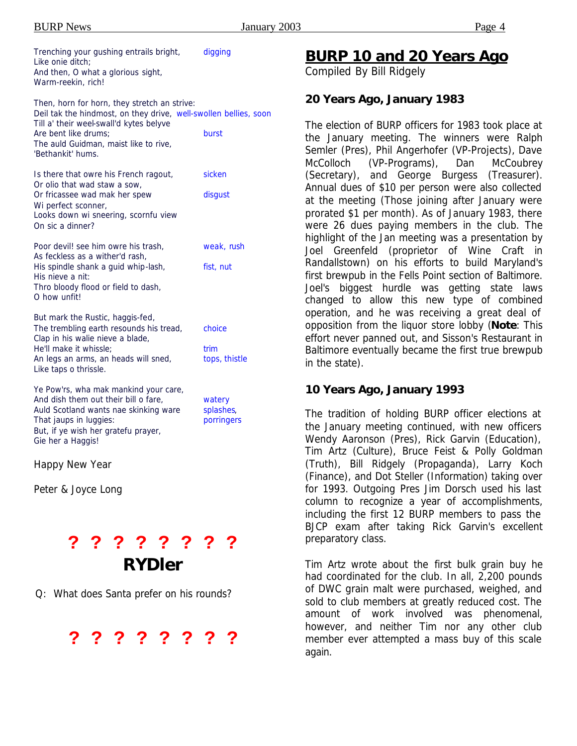Trenching your gushing entrails bright, digging
Like onie ditch;
And then, O what a glorious sight,
Warm-reekin, rich!

Then, horn for horn, they stretch an strive:
Deil tak the hindmost, on they drive, well-swollen bellies, soon
Till a' their weel-swall'd kytes belyve
Are bent like drums; burst
The auld Guidman, maist like to rive,
'Bethankit' hums.

Is there that owre his French ragout, sicken
Or olio that wad staw a sow,
Or fricassee wad mak her spew disgust
Wi perfect sconner,
Looks down wi sneering, scornfu view
On sic a dinner?

Poor devil! see him owre his trash, weak, rush
As feckless as a wither'd rash,
His spindle shank a guid whip-lash, fist, nut
His nieve a nit:
Thro bloody flood or field to dash,
O how unfit!

But mark the Rustic, haggis-fed,
The trembling earth resounds his tread, choice
Clap in his walie nieve a blade,
He'll make it whissle; trim
An legs an arms, an heads will sned, tops, thistle
Like taps o thrissle.

Ye Pow'rs, wha mak mankind your care,
And dish them out their bill o fare, watery
Auld Scotland wants nae skinking ware splashes,
That jaups in luggies: porringers
But, if ye wish her gratefu prayer,
Gie her a Haggis!

Happy New Year

Peter & Joyce Long

**? ? ? ? ? ? ? ?**

## RYDler

Q: What does Santa prefer on his rounds?

**? ? ? ? ? ? ? ?**

# BURP 10 and 20 Years Ago

Compiled By Bill Ridgely

### 20 Years Ago, January 1983

The election of BURP officers for 1983 took place at the January meeting. The winners were Ralph Semler (Pres), Phil Angerhofer (VP-Projects), Dave McColloch (VP-Programs), Dan McCoubrey (Secretary), and George Burgess (Treasurer). Annual dues of $10 per person were also collected at the meeting (Those joining after January were prorated $1 per month). As of January 1983, there were 26 dues paying members in the club. The highlight of the Jan meeting was a presentation by Joel Greenfeld (proprietor of Wine Craft in Randallstown) on his efforts to build Maryland's first brewpub in the Fells Point section of Baltimore. Joel's biggest hurdle was getting state laws changed to allow this new type of combined operation, and he was receiving a great deal of opposition from the liquor store lobby (**Note**: This effort never panned out, and Sisson's Restaurant in Baltimore eventually became the first true brewpub in the state).

### 10 Years Ago, January 1993

The tradition of holding BURP officer elections at the January meeting continued, with new officers Wendy Aaronson (Pres), Rick Garvin (Education), Tim Artz (Culture), Bruce Feist & Polly Goldman (Truth), Bill Ridgely (Propaganda), Larry Koch (Finance), and Dot Steller (Information) taking over for 1993. Outgoing Pres Jim Dorsch used his last column to recognize a year of accomplishments, including the first 12 BURP members to pass the BJCP exam after taking Rick Garvin's excellent preparatory class.

Tim Artz wrote about the first bulk grain buy he had coordinated for the club. In all, 2,200 pounds of DWC grain malt were purchased, weighed, and sold to club members at greatly reduced cost. The amount of work involved was phenomenal, however, and neither Tim nor any other club member ever attempted a mass buy of this scale again.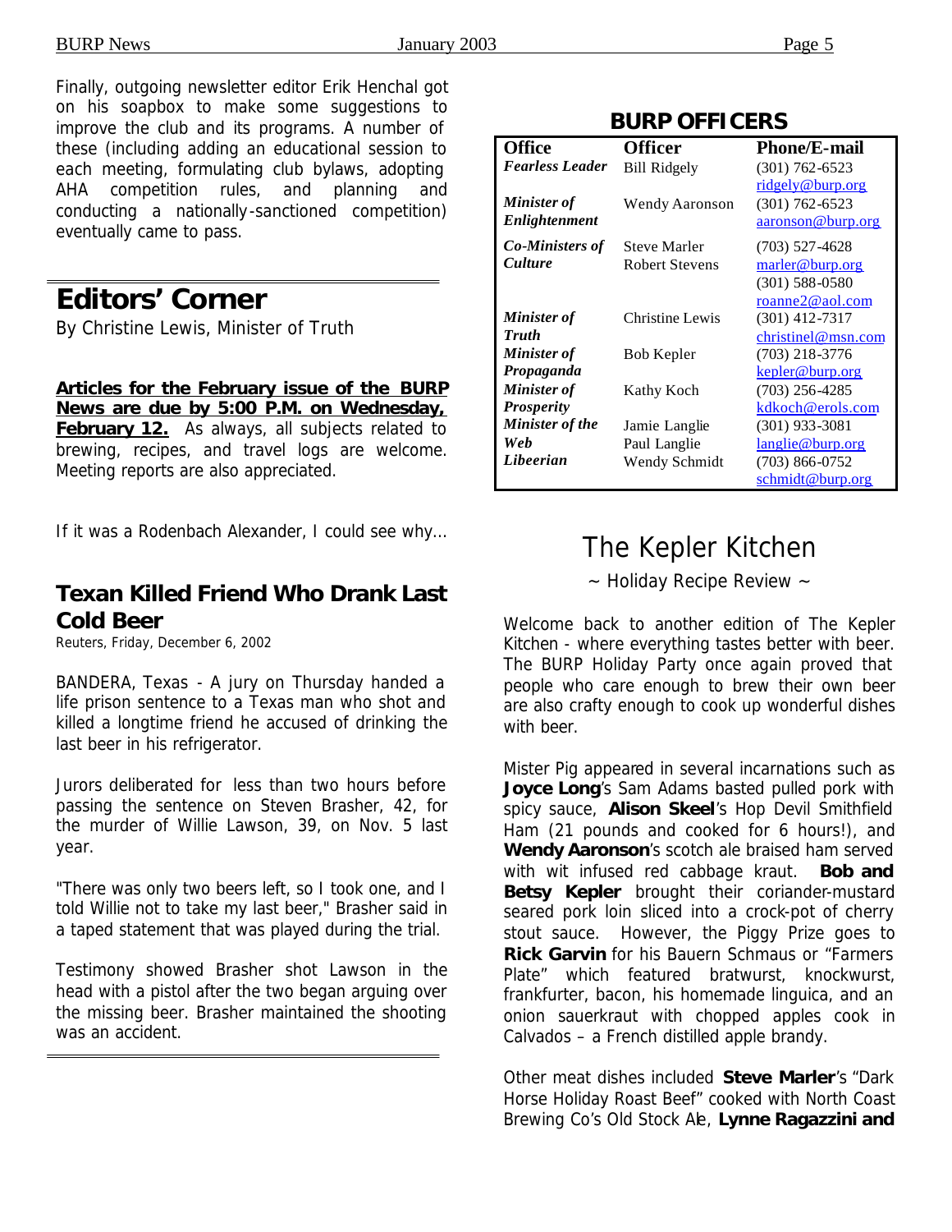Finally, outgoing newsletter editor Erik Henchal got on his soapbox to make some suggestions to improve the club and its programs. A number of these (including adding an educational session to each meeting, formulating club bylaws, adopting AHA competition rules, and planning and conducting a nationally-sanctioned competition) eventually came to pass.

## Editors' Corner

By Christine Lewis, Minister of Truth

**Articles for the February issue of the BURP News are due by 5:00 P.M. on Wednesday, February 12.** As always, all subjects related to brewing, recipes, and travel logs are welcome. Meeting reports are also appreciated.

If it was a Rodenbach Alexander, I could see why…

## Texan Killed Friend Who Drank Last Cold Beer

Reuters, Friday, December 6, 2002

BANDERA, Texas - A jury on Thursday handed a life prison sentence to a Texas man who shot and killed a longtime friend he accused of drinking the last beer in his refrigerator.

Jurors deliberated for less than two hours before passing the sentence on Steven Brasher, 42, for the murder of Willie Lawson, 39, on Nov. 5 last year.

"There was only two beers left, so I took one, and I told Willie not to take my last beer," Brasher said in a taped statement that was played during the trial.

Testimony showed Brasher shot Lawson in the head with a pistol after the two began arguing over the missing beer. Brasher maintained the shooting was an accident.

## BURP OFFICERS

| Office | Officer | Phone/E-mail |
|---|---|---|
| *Fearless Leader* | Bill Ridgely | (301) 762-6523 ridgely@burp.org |
| *Minister of Enlightenment* | Wendy Aaronson | (301) 762-6523 aaronson@burp.org |
| *Co-Ministers of Culture* | Steve Marler | (703) 527-4628 marler@burp.org |
| | Robert Stevens | (301) 588-0580 roanne2@aol.com |
| *Minister of Truth* | Christine Lewis | (301) 412-7317 christinel@msn.com |
| *Minister of Propaganda* | Bob Kepler | (703) 218-3776 kepler@burp.org |
| *Minister of Prosperity* | Kathy Koch | (703) 256-4285 kdkoch@erols.com |
| *Minister of the Web* | Jamie Langlie Paul Langlie | (301) 933-3081 langlie@burp.org |
| *Libeerian* | Wendy Schmidt | (703) 866-0752 schmidt@burp.org |

# The Kepler Kitchen

~ Holiday Recipe Review ~

Welcome back to another edition of The Kepler Kitchen - where everything tastes better with beer. The BURP Holiday Party once again proved that people who care enough to brew their own beer are also crafty enough to cook up wonderful dishes with beer.

Mister Pig appeared in several incarnations such as **Joyce Long**'s Sam Adams basted pulled pork with spicy sauce, **Alison Skeel**'s Hop Devil Smithfield Ham (21 pounds and cooked for 6 hours!), and **Wendy Aaronson**'s scotch ale braised ham served with wit infused red cabbage kraut. **Bob and Betsy Kepler** brought their coriander-mustard seared pork loin sliced into a crock-pot of cherry stout sauce. However, the Piggy Prize goes to **Rick Garvin** for his Bauern Schmaus or "Farmers Plate" which featured bratwurst, knockwurst, frankfurter, bacon, his homemade linguica, and an onion sauerkraut with chopped apples cook in Calvados – a French distilled apple brandy.

Other meat dishes included **Steve Marler**'s "Dark Horse Holiday Roast Beef" cooked with North Coast Brewing Co's Old Stock Ale, **Lynne Ragazzini and**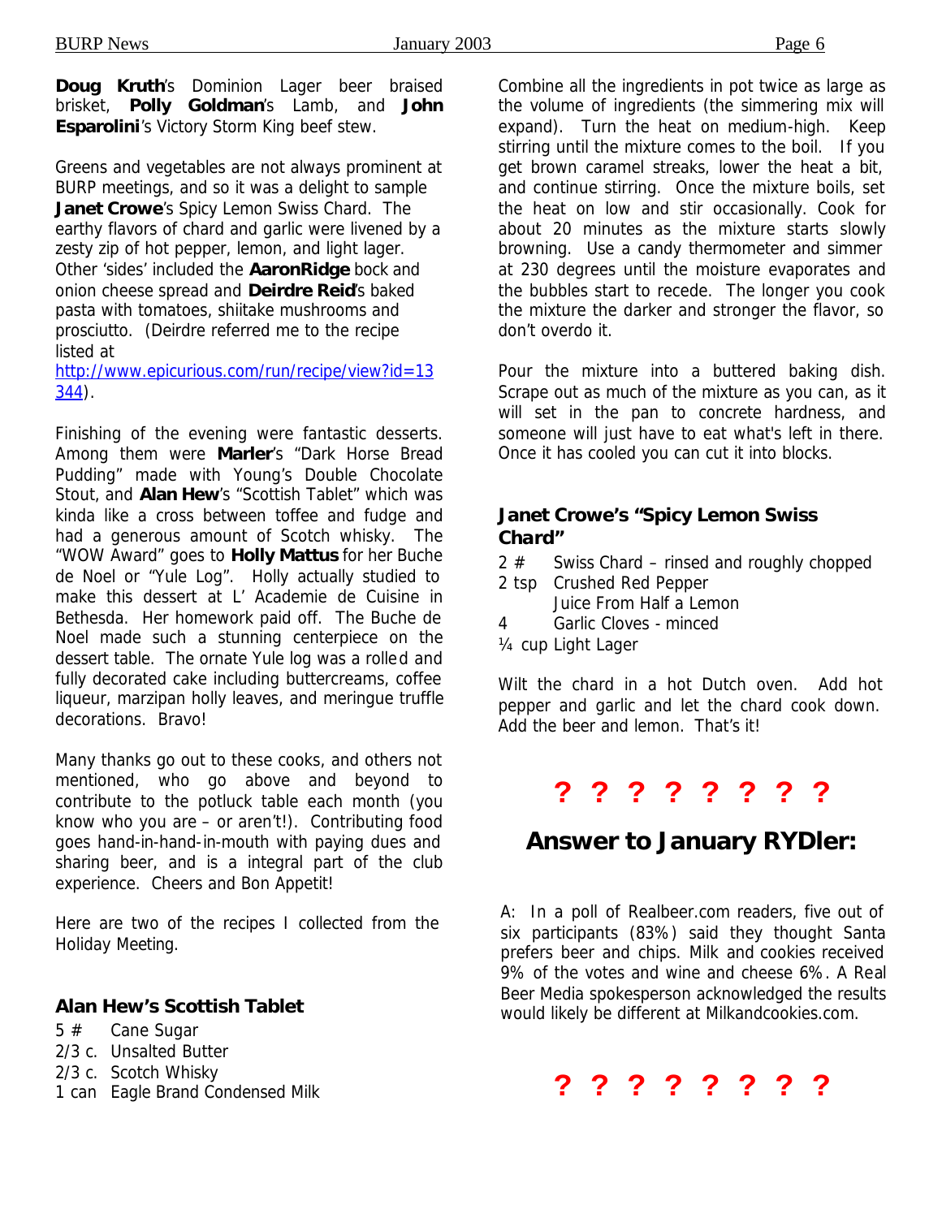**Doug Kruth**'s Dominion Lager beer braised brisket, **Polly Goldman**'s Lamb, and **John Esparolini**'s Victory Storm King beef stew.

Greens and vegetables are not always prominent at BURP meetings, and so it was a delight to sample **Janet Crowe**'s Spicy Lemon Swiss Chard. The earthy flavors of chard and garlic were livened by a zesty zip of hot pepper, lemon, and light lager. Other 'sides' included the **AaronRidge** bock and onion cheese spread and **Deirdre Reid**'s baked pasta with tomatoes, shiitake mushrooms and prosciutto. (Deirdre referred me to the recipe listed at http://www.epicurious.com/run/recipe/view?id=13344).

Finishing of the evening were fantastic desserts. Among them were **Marler**'s "Dark Horse Bread Pudding" made with Young's Double Chocolate Stout, and **Alan Hew**'s "Scottish Tablet" which was kinda like a cross between toffee and fudge and had a generous amount of Scotch whisky. The "WOW Award" goes to **Holly Mattus** for her Buche de Noel or "Yule Log". Holly actually studied to make this dessert at L' Academie de Cuisine in Bethesda. Her homework paid off. The Buche de Noel made such a stunning centerpiece on the dessert table. The ornate Yule log was a rolled and fully decorated cake including buttercreams, coffee liqueur, marzipan holly leaves, and meringue truffle decorations. Bravo!

Many thanks go out to these cooks, and others not mentioned, who go above and beyond to contribute to the potluck table each month (you know who you are – or aren't!). Contributing food goes hand-in-hand-in-mouth with paying dues and sharing beer, and is a integral part of the club experience. Cheers and Bon Appetit!

Here are two of the recipes I collected from the Holiday Meeting.

### Alan Hew's Scottish Tablet

- 5 # Cane Sugar
- 2/3 c. Unsalted Butter
- 2/3 c. Scotch Whisky
- 1 can Eagle Brand Condensed Milk

Combine all the ingredients in pot twice as large as the volume of ingredients (the simmering mix will expand). Turn the heat on medium-high. Keep stirring until the mixture comes to the boil. If you get brown caramel streaks, lower the heat a bit, and continue stirring. Once the mixture boils, set the heat on low and stir occasionally. Cook for about 20 minutes as the mixture starts slowly browning. Use a candy thermometer and simmer at 230 degrees until the moisture evaporates and the bubbles start to recede. The longer you cook the mixture the darker and stronger the flavor, so don't overdo it.

Pour the mixture into a buttered baking dish. Scrape out as much of the mixture as you can, as it will set in the pan to concrete hardness, and someone will just have to eat what's left in there. Once it has cooled you can cut it into blocks.

### Janet Crowe's "Spicy Lemon Swiss Chard"

- 2 # Swiss Chard – rinsed and roughly chopped
- 2 tsp Crushed Red Pepper
- Juice From Half a Lemon
- 4 Garlic Cloves - minced
- ¼ cup Light Lager

Wilt the chard in a hot Dutch oven. Add hot pepper and garlic and let the chard cook down. Add the beer and lemon. That's it!

**? ? ? ? ? ? ? ?**

## Answer to January RYDler:

A: In a poll of Realbeer.com readers, five out of six participants (83%) said they thought Santa prefers beer and chips. Milk and cookies received 9% of the votes and wine and cheese 6%. A Real Beer Media spokesperson acknowledged the results would likely be different at Milkandcookies.com.

**? ? ? ? ? ? ? ?**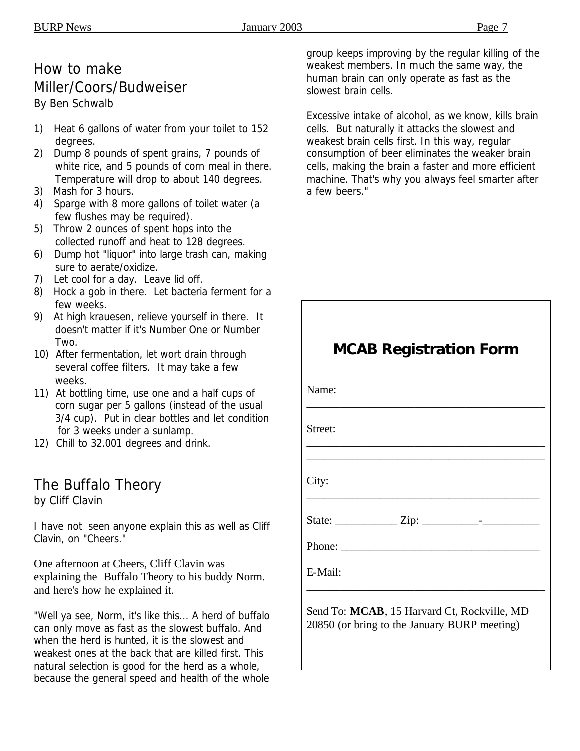## How to make Miller/Coors/Budweiser

By Ben Schwalb

1) Heat 6 gallons of water from your toilet to 152 degrees.
2) Dump 8 pounds of spent grains, 7 pounds of white rice, and 5 pounds of corn meal in there. Temperature will drop to about 140 degrees.
3) Mash for 3 hours.
4) Sparge with 8 more gallons of toilet water (a few flushes may be required).
5) Throw 2 ounces of spent hops into the collected runoff and heat to 128 degrees.
6) Dump hot "liquor" into large trash can, making sure to aerate/oxidize.
7) Let cool for a day. Leave lid off.
8) Hock a gob in there. Let bacteria ferment for a few weeks.
9) At high krauesen, relieve yourself in there. It doesn't matter if it's Number One or Number Two.
10) After fermentation, let wort drain through several coffee filters. It may take a few weeks.
11) At bottling time, use one and a half cups of corn sugar per 5 gallons (instead of the usual 3/4 cup). Put in clear bottles and let condition for 3 weeks under a sunlamp.
12) Chill to 32.001 degrees and drink.

## The Buffalo Theory

by Cliff Clavin

I have not seen anyone explain this as well as Cliff Clavin, on "Cheers."

One afternoon at Cheers, Cliff Clavin was explaining the Buffalo Theory to his buddy Norm. and here's how he explained it.

"Well ya see, Norm, it's like this... A herd of buffalo can only move as fast as the slowest buffalo. And when the herd is hunted, it is the slowest and weakest ones at the back that are killed first. This natural selection is good for the herd as a whole, because the general speed and health of the whole group keeps improving by the regular killing of the weakest members. In much the same way, the human brain can only operate as fast as the slowest brain cells.

Excessive intake of alcohol, as we know, kills brain cells. But naturally it attacks the slowest and weakest brain cells first. In this way, regular consumption of beer eliminates the weaker brain cells, making the brain a faster and more efficient machine. That's why you always feel smarter after a few beers."

## MCAB Registration Form

Name: \_\_\_\_\_\_\_\_\_\_\_\_\_\_\_\_\_\_\_\_\_\_\_\_\_\_\_\_\_\_\_\_\_\_\_\_

Street: \_\_\_\_\_\_\_\_\_\_\_\_\_\_\_\_\_\_\_\_\_\_\_\_\_\_\_\_\_\_\_\_\_\_\_\_

\_\_\_\_\_\_\_\_\_\_\_\_\_\_\_\_\_\_\_\_\_\_\_\_\_\_\_\_\_\_\_\_\_\_\_\_

City: \_\_\_\_\_\_\_\_\_\_\_\_\_\_\_\_\_\_\_\_\_\_\_\_\_\_\_\_\_\_\_\_\_\_\_\_

State: \_\_\_\_\_\_\_\_\_\_ Zip: \_\_\_\_\_\_\_\_\_\_-\_\_\_\_\_\_\_\_\_\_

Phone: \_\_\_\_\_\_\_\_\_\_\_\_\_\_\_\_\_\_\_\_\_\_\_\_\_\_\_\_\_\_\_\_\_\_\_\_

E-Mail: \_\_\_\_\_\_\_\_\_\_\_\_\_\_\_\_\_\_\_\_\_\_\_\_\_\_\_\_\_\_\_\_\_\_\_\_

Send To: **MCAB**, 15 Harvard Ct, Rockville, MD 20850 (or bring to the January BURP meeting)